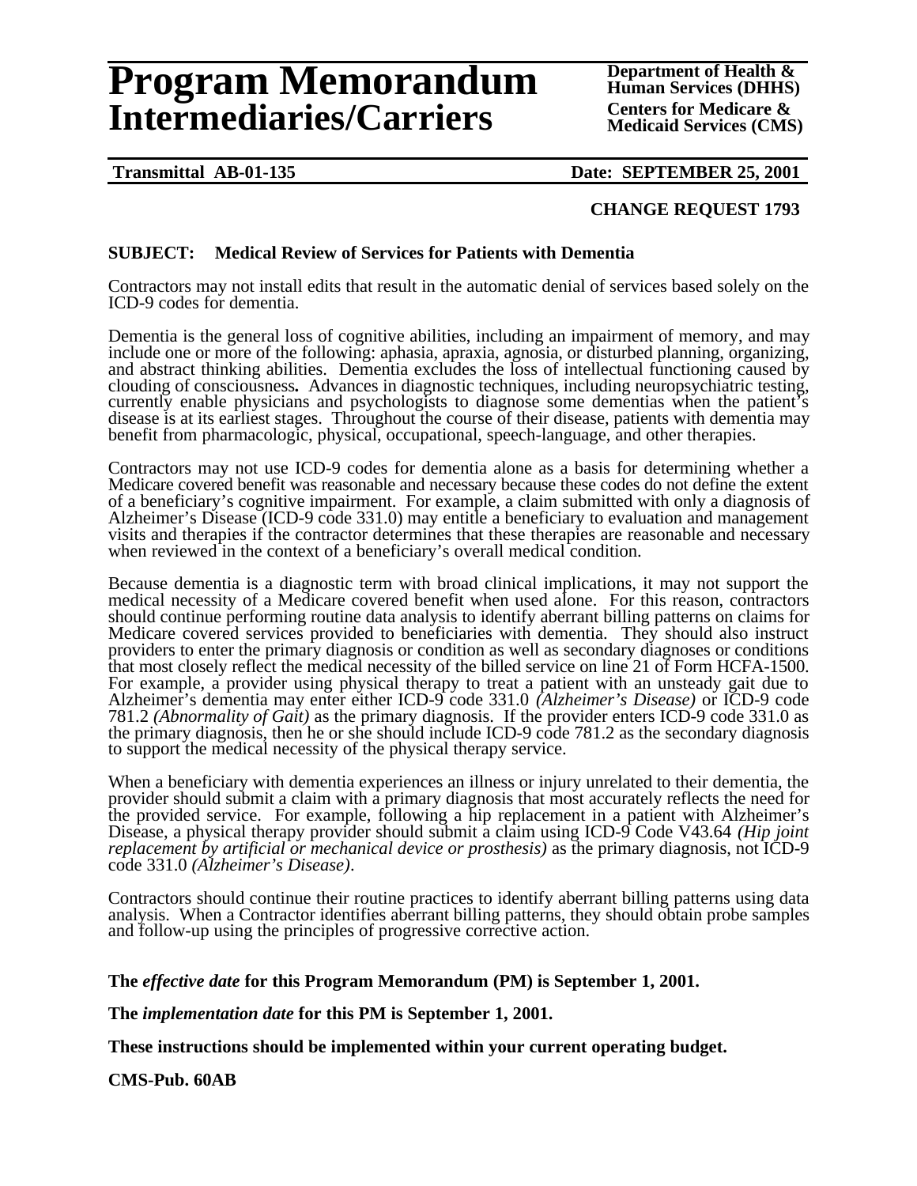# Program Memorandum Intermediaries/Carriers

**Department of Health & Human Services (DHHS)**
**Centers for Medicare & Medicaid Services (CMS)**

**Transmittal AB-01-135** **Date: SEPTEMBER 25, 2001**

**CHANGE REQUEST 1793**

**SUBJECT: Medical Review of Services for Patients with Dementia**

Contractors may not install edits that result in the automatic denial of services based solely on the ICD-9 codes for dementia.

Dementia is the general loss of cognitive abilities, including an impairment of memory, and may include one or more of the following: aphasia, apraxia, agnosia, or disturbed planning, organizing, and abstract thinking abilities. Dementia excludes the loss of intellectual functioning caused by clouding of consciousness**.** Advances in diagnostic techniques, including neuropsychiatric testing, currently enable physicians and psychologists to diagnose some dementias when the patient's disease is at its earliest stages. Throughout the course of their disease, patients with dementia may benefit from pharmacologic, physical, occupational, speech-language, and other therapies.

Contractors may not use ICD-9 codes for dementia alone as a basis for determining whether a Medicare covered benefit was reasonable and necessary because these codes do not define the extent of a beneficiary's cognitive impairment. For example, a claim submitted with only a diagnosis of Alzheimer's Disease (ICD-9 code 331.0) may entitle a beneficiary to evaluation and management visits and therapies if the contractor determines that these therapies are reasonable and necessary when reviewed in the context of a beneficiary's overall medical condition.

Because dementia is a diagnostic term with broad clinical implications, it may not support the medical necessity of a Medicare covered benefit when used alone. For this reason, contractors should continue performing routine data analysis to identify aberrant billing patterns on claims for Medicare covered services provided to beneficiaries with dementia. They should also instruct providers to enter the primary diagnosis or condition as well as secondary diagnoses or conditions that most closely reflect the medical necessity of the billed service on line 21 of Form HCFA-1500. For example, a provider using physical therapy to treat a patient with an unsteady gait due to Alzheimer's dementia may enter either ICD-9 code 331.0 *(Alzheimer's Disease)* or ICD-9 code 781.2 *(Abnormality of Gait)* as the primary diagnosis. If the provider enters ICD-9 code 331.0 as the primary diagnosis, then he or she should include ICD-9 code 781.2 as the secondary diagnosis to support the medical necessity of the physical therapy service.

When a beneficiary with dementia experiences an illness or injury unrelated to their dementia, the provider should submit a claim with a primary diagnosis that most accurately reflects the need for the provided service. For example, following a hip replacement in a patient with Alzheimer's Disease, a physical therapy provider should submit a claim using ICD-9 Code V43.64 *(Hip joint replacement by artificial or mechanical device or prosthesis)* as the primary diagnosis, not ICD-9 code 331.0 *(Alzheimer's Disease)*.

Contractors should continue their routine practices to identify aberrant billing patterns using data analysis. When a Contractor identifies aberrant billing patterns, they should obtain probe samples and follow-up using the principles of progressive corrective action.

**The *effective date* for this Program Memorandum (PM) is September 1, 2001.**

**The *implementation date* for this PM is September 1, 2001.**

**These instructions should be implemented within your current operating budget.**

**CMS-Pub. 60AB**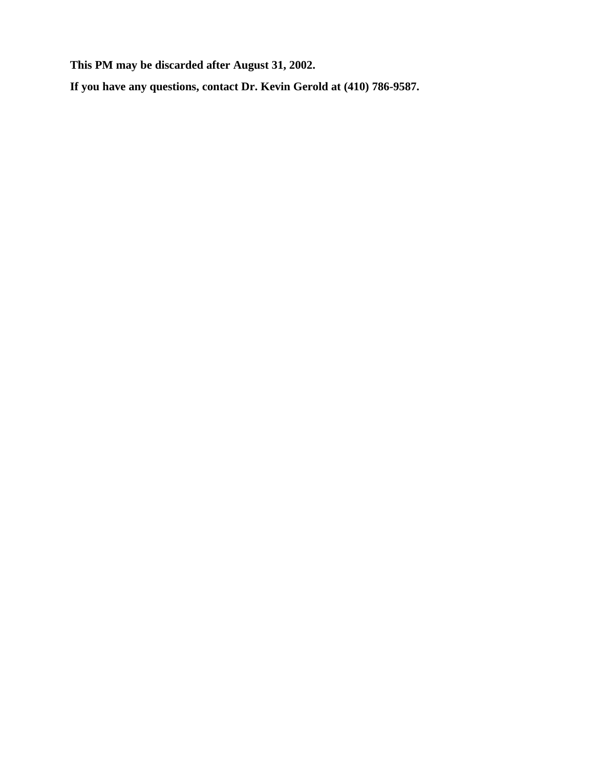**This PM may be discarded after August 31, 2002.**

**If you have any questions, contact Dr. Kevin Gerold at (410) 786-9587.**